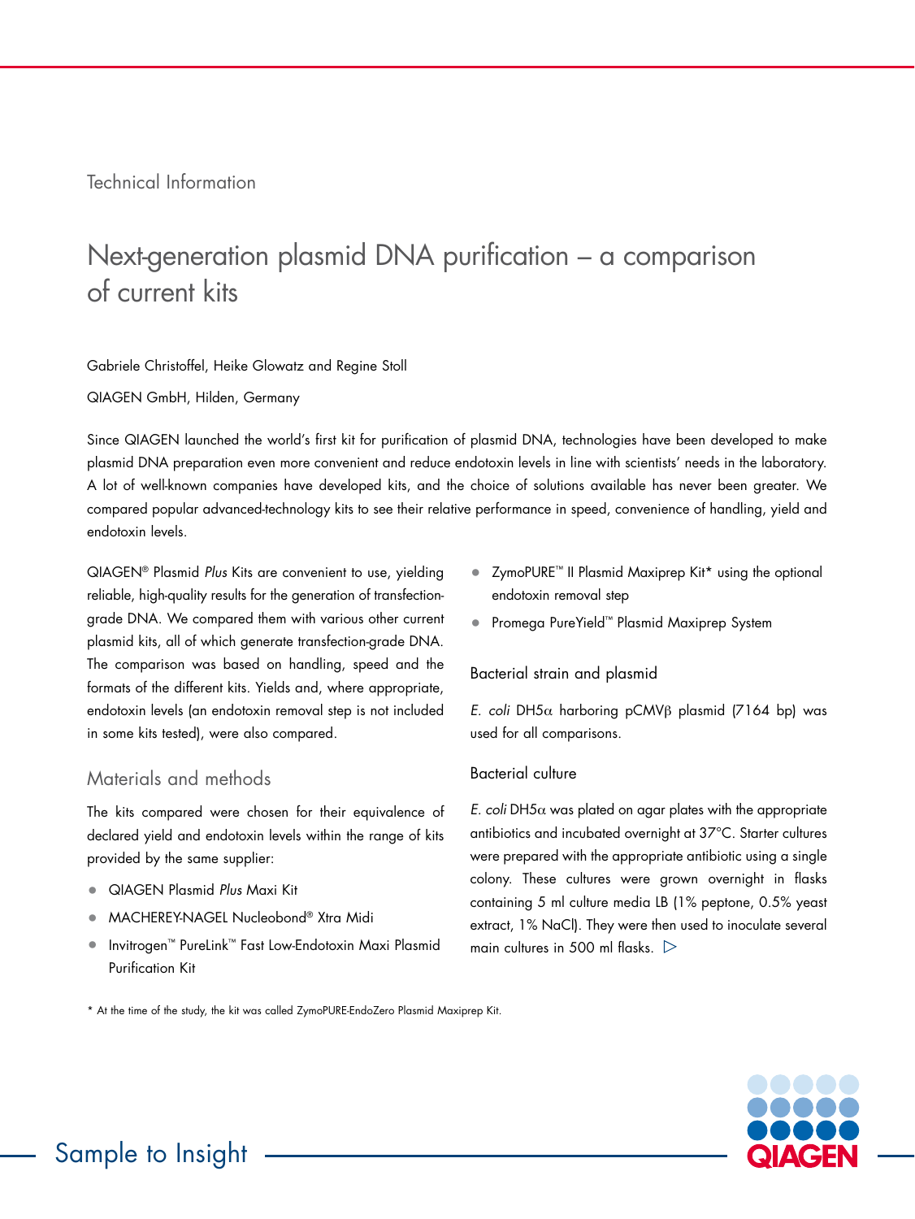Technical Information

# Next-generation plasmid DNA purification – a comparison of current kits

Gabriele Christoffel, Heike Glowatz and Regine Stoll

QIAGEN GmbH, Hilden, Germany

Since QIAGEN launched the world's first kit for purification of plasmid DNA, technologies have been developed to make plasmid DNA preparation even more convenient and reduce endotoxin levels in line with scientists' needs in the laboratory. A lot of well-known companies have developed kits, and the choice of solutions available has never been greater. We compared popular advanced-technology kits to see their relative performance in speed, convenience of handling, yield and endotoxin levels.

QIAGEN® Plasmid *Plus* Kits are convenient to use, yielding reliable, high-quality results for the generation of transfection-grade DNA. We compared them with various other current plasmid kits, all of which generate transfection-grade DNA. The comparison was based on handling, speed and the formats of the different kits. Yields and, where appropriate, endotoxin levels (an endotoxin removal step is not included in some kits tested), were also compared.

## Materials and methods

The kits compared were chosen for their equivalence of declared yield and endotoxin levels within the range of kits provided by the same supplier:

- QIAGEN Plasmid *Plus* Maxi Kit
- MACHEREY-NAGEL Nucleobond® Xtra Midi
- Invitrogen™ PureLink™ Fast Low-Endotoxin Maxi Plasmid Purification Kit
- ZymoPURE™ II Plasmid Maxiprep Kit* using the optional endotoxin removal step
- Promega PureYield™ Plasmid Maxiprep System

### Bacterial strain and plasmid

*E. coli* DH5α harboring pCMVβ plasmid (7164 bp) was used for all comparisons.

### Bacterial culture

*E. coli* DH5α was plated on agar plates with the appropriate antibiotics and incubated overnight at 37°C. Starter cultures were prepared with the appropriate antibiotic using a single colony. These cultures were grown overnight in flasks containing 5 ml culture media LB (1% peptone, 0.5% yeast extract, 1% NaCl). They were then used to inoculate several main cultures in 500 ml flasks.

\* At the time of the study, the kit was called ZymoPURE-EndoZero Plasmid Maxiprep Kit.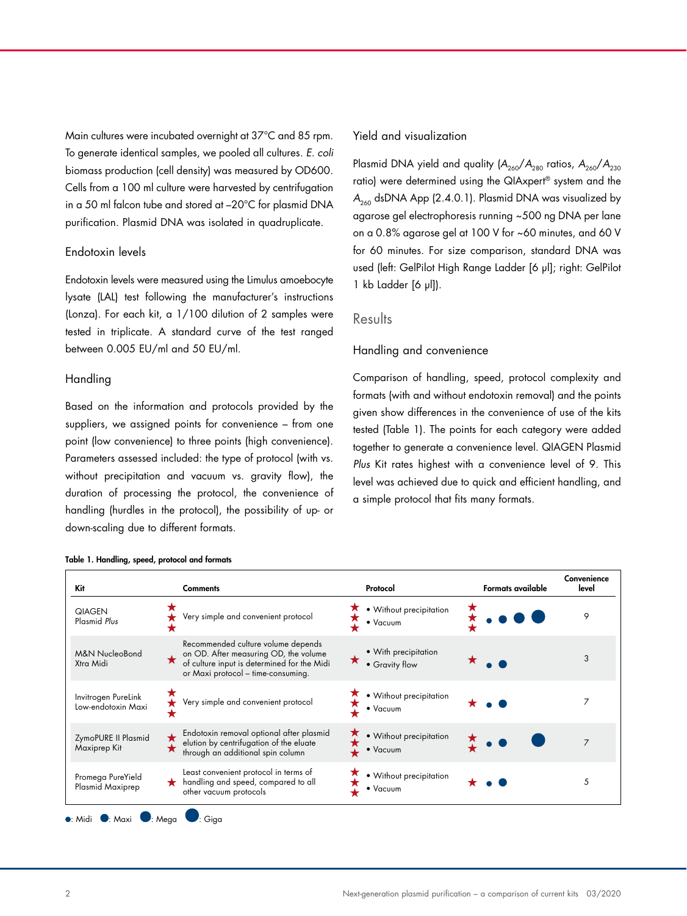Main cultures were incubated overnight at 37°C and 85 rpm. To generate identical samples, we pooled all cultures. *E. coli* biomass production (cell density) was measured by OD600. Cells from a 100 ml culture were harvested by centrifugation in a 50 ml falcon tube and stored at –20°C for plasmid DNA purification. Plasmid DNA was isolated in quadruplicate.

### Endotoxin levels

Endotoxin levels were measured using the Limulus amoebocyte lysate (LAL) test following the manufacturer's instructions (Lonza). For each kit, a 1/100 dilution of 2 samples were tested in triplicate. A standard curve of the test ranged between 0.005 EU/ml and 50 EU/ml.

### Handling

Based on the information and protocols provided by the suppliers, we assigned points for convenience – from one point (low convenience) to three points (high convenience). Parameters assessed included: the type of protocol (with vs. without precipitation and vacuum vs. gravity flow), the duration of processing the protocol, the convenience of handling (hurdles in the protocol), the possibility of up- or down-scaling due to different formats.

### Yield and visualization

Plasmid DNA yield and quality ($A_{260}/A_{280}$ ratios, $A_{260}/A_{230}$ ratio) were determined using the QIAxpert® system and the $A_{260}$ dsDNA App (2.4.0.1). Plasmid DNA was visualized by agarose gel electrophoresis running ~500 ng DNA per lane on a 0.8% agarose gel at 100 V for ~60 minutes, and 60 V for 60 minutes. For size comparison, standard DNA was used (left: GelPilot High Range Ladder [6 µl]; right: GelPilot 1 kb Ladder [6 µl]).

## Results

### Handling and convenience

Comparison of handling, speed, protocol complexity and formats (with and without endotoxin removal) and the points given show differences in the convenience of use of the kits tested (Table 1). The points for each category were added together to generate a convenience level. QIAGEN Plasmid *Plus* Kit rates highest with a convenience level of 9. This level was achieved due to quick and efficient handling, and a simple protocol that fits many formats.

**Table 1. Handling, speed, protocol and formats**

| Kit | | Comments | | Protocol | | Formats available | Convenience level |
|---|---|---|---|---|---|---|---|
| QIAGEN Plasmid *Plus* | ★★★ | Very simple and convenient protocol | ★★★ | • Without precipitation<br>• Vacuum | ★★★ | Midi, Maxi, Mega, Giga | 9 |
| M&N NucleoBond Xtra Midi | ★ | Recommended culture volume depends on OD. After measuring OD, the volume of culture input is determined for the Midi or Maxi protocol – time-consuming. | ★ | • With precipitation<br>• Gravity flow | ★ | Midi, Maxi | 3 |
| Invitrogen PureLink Low-endotoxin Maxi | ★★★ | Very simple and convenient protocol | ★★★ | • Without precipitation<br>• Vacuum | ★ | Midi, Maxi | 7 |
| ZymoPURE II Plasmid Maxiprep Kit | ★★ | Endotoxin removal optional after plasmid elution by centrifugation of the eluate through an additional spin column | ★★★ | • Without precipitation<br>• Vacuum | ★★ | Midi, Maxi, Giga | 7 |
| Promega PureYield Plasmid Maxiprep | ★ | Least convenient protocol in terms of handling and speed, compared to all other vacuum protocols | ★★★ | • Without precipitation<br>• Vacuum | ★ | Midi, Maxi | 5 |

●: Midi ●: Maxi ●: Mega ●: Giga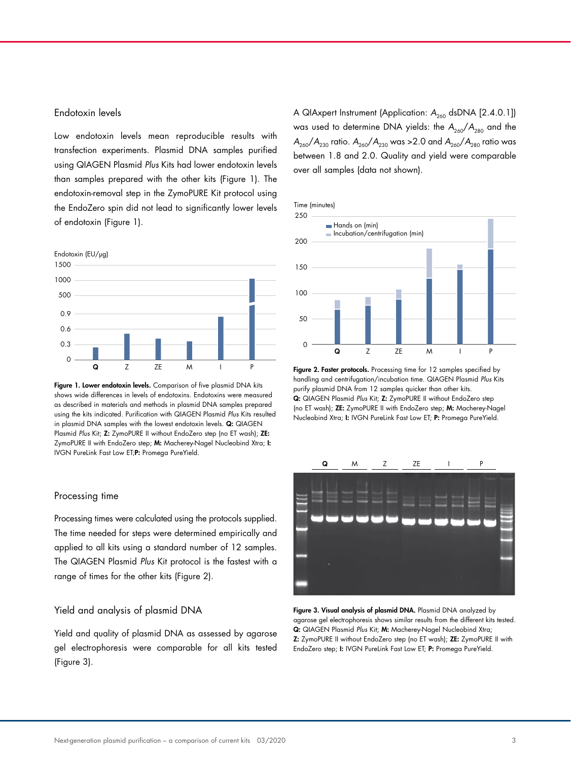## Endotoxin levels

Low endotoxin levels mean reproducible results with transfection experiments. Plasmid DNA samples purified using QIAGEN Plasmid *Plus* Kits had lower endotoxin levels than samples prepared with the other kits (Figure 1). The endotoxin-removal step in the ZymoPURE Kit protocol using the EndoZero spin did not lead to significantly lower levels of endotoxin (Figure 1).

**Figure 1. Lower endotoxin levels.** Comparison of five plasmid DNA kits shows wide differences in levels of endotoxins. Endotoxins were measured as described in materials and methods in plasmid DNA samples prepared using the kits indicated. Purification with QIAGEN Plasmid *Plus* Kits resulted in plasmid DNA samples with the lowest endotoxin levels. **Q:** QIAGEN Plasmid *Plus* Kit; **Z:** ZymoPURE II without EndoZero step (no ET wash); **ZE:** ZymoPURE II with EndoZero step; **M:** Macherey-Nagel Nucleobind Xtra; **I:** IVGN PureLink Fast Low ET; **P:** Promega PureYield.

## Processing time

Processing times were calculated using the protocols supplied. The time needed for steps were determined empirically and applied to all kits using a standard number of 12 samples. The QIAGEN Plasmid *Plus* Kit protocol is the fastest with a range of times for the other kits (Figure 2).

## Yield and analysis of plasmid DNA

Yield and quality of plasmid DNA as assessed by agarose gel electrophoresis were comparable for all kits tested (Figure 3).

A QIAxpert Instrument (Application: $A_{260}$ dsDNA [2.4.0.1]) was used to determine DNA yields: the $A_{260}/A_{280}$ and the $A_{260}/A_{230}$ ratio. $A_{260}/A_{230}$ was >2.0 and $A_{260}/A_{280}$ ratio was between 1.8 and 2.0. Quality and yield were comparable over all samples (data not shown).

**Figure 2. Faster protocols.** Processing time for 12 samples specified by handling and centrifugation/incubation time. QIAGEN Plasmid *Plus* Kits purify plasmid DNA from 12 samples quicker than other kits. **Q:** QIAGEN Plasmid *Plus* Kit; **Z:** ZymoPURE II without EndoZero step (no ET wash); **ZE:** ZymoPURE II with EndoZero step; **M:** Macherey-Nagel Nucleobind Xtra; **I:** IVGN PureLink Fast Low ET; **P:** Promega PureYield.

**Figure 3. Visual analysis of plasmid DNA.** Plasmid DNA analyzed by agarose gel electrophoresis shows similar results from the different kits tested. **Q:** QIAGEN Plasmid *Plus* Kit; **M:** Macherey-Nagel Nucleobind Xtra; **Z:** ZymoPURE II without EndoZero step (no ET wash); **ZE:** ZymoPURE II with EndoZero step; **I:** IVGN PureLink Fast Low ET; **P:** Promega PureYield.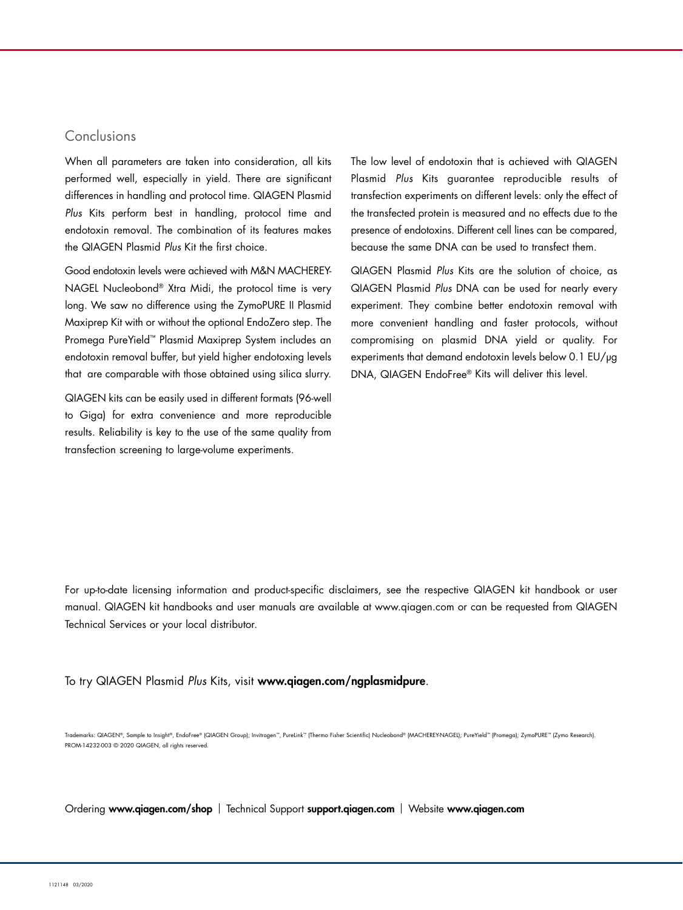## Conclusions

When all parameters are taken into consideration, all kits performed well, especially in yield. There are significant differences in handling and protocol time. QIAGEN Plasmid *Plus* Kits perform best in handling, protocol time and endotoxin removal. The combination of its features makes the QIAGEN Plasmid *Plus* Kit the first choice.

Good endotoxin levels were achieved with M&N MACHEREY-NAGEL Nucleobond® Xtra Midi, the protocol time is very long. We saw no difference using the ZymoPURE II Plasmid Maxiprep Kit with or without the optional EndoZero step. The Promega PureYield™ Plasmid Maxiprep System includes an endotoxin removal buffer, but yield higher endotoxing levels that are comparable with those obtained using silica slurry.

QIAGEN kits can be easily used in different formats (96-well to Giga) for extra convenience and more reproducible results. Reliability is key to the use of the same quality from transfection screening to large-volume experiments.

The low level of endotoxin that is achieved with QIAGEN Plasmid *Plus* Kits guarantee reproducible results of transfection experiments on different levels: only the effect of the transfected protein is measured and no effects due to the presence of endotoxins. Different cell lines can be compared, because the same DNA can be used to transfect them.

QIAGEN Plasmid *Plus* Kits are the solution of choice, as QIAGEN Plasmid *Plus* DNA can be used for nearly every experiment. They combine better endotoxin removal with more convenient handling and faster protocols, without compromising on plasmid DNA yield or quality. For experiments that demand endotoxin levels below 0.1 EU/µg DNA, QIAGEN EndoFree® Kits will deliver this level.

For up-to-date licensing information and product-specific disclaimers, see the respective QIAGEN kit handbook or user manual. QIAGEN kit handbooks and user manuals are available at www.qiagen.com or can be requested from QIAGEN Technical Services or your local distributor.

To try QIAGEN Plasmid *Plus* Kits, visit **www.qiagen.com/ngplasmidpure**.

Trademarks: QIAGEN®, Sample to Insight®, EndoFree® (QIAGEN Group); Invitrogen™, PureLink™ (Thermo Fisher Scientific) Nucleobond® (MACHEREY-NAGEL); PureYield™ (Promega); ZymoPURE™ (Zymo Research).
PROM-14232-003 © 2020 QIAGEN, all rights reserved.

Ordering **www.qiagen.com/shop** | Technical Support **support.qiagen.com** | Website **www.qiagen.com**

1121148 03/2020